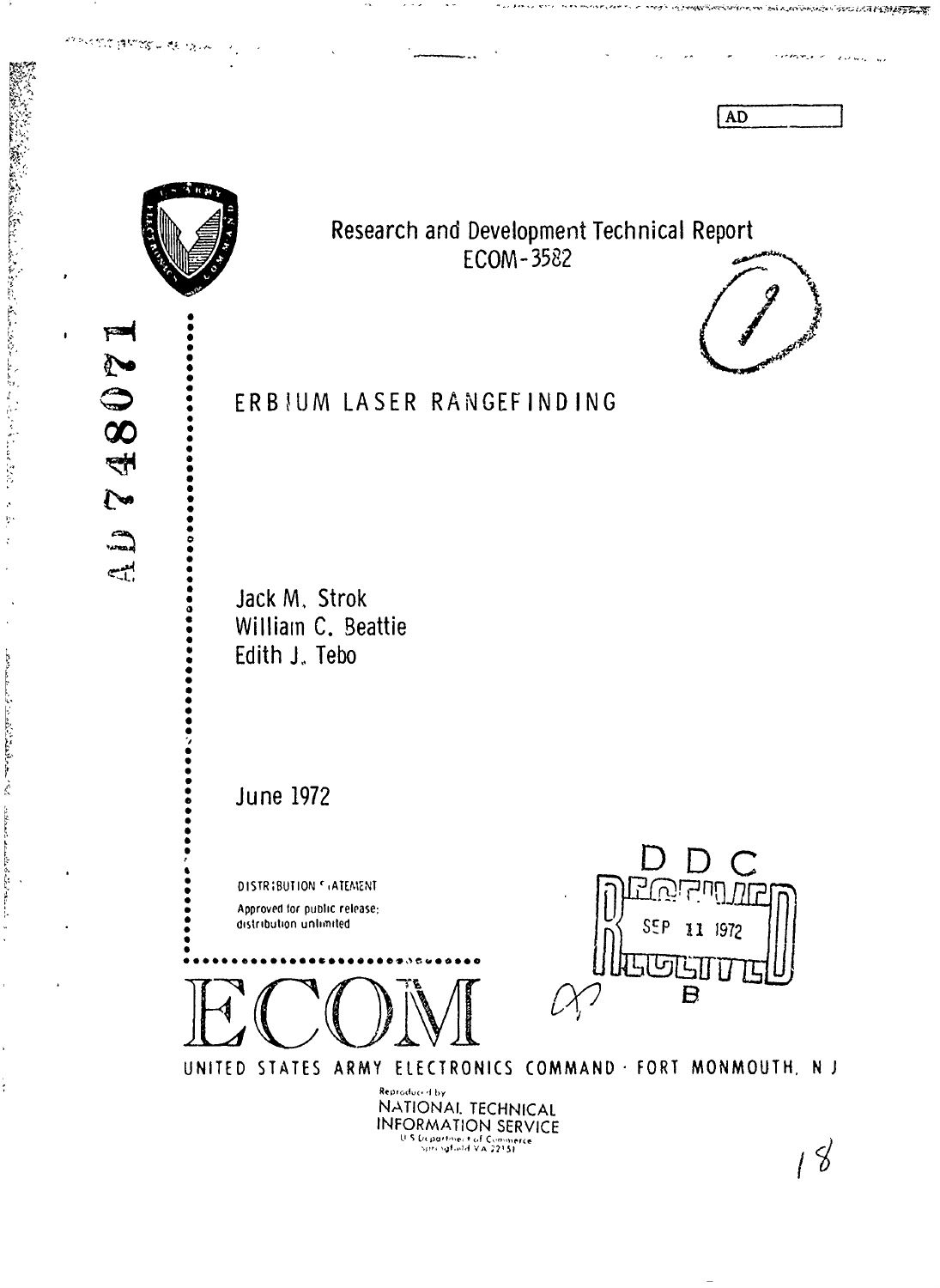AD

AD 748071

Research and Development Technical Report
ECOM-3582

# ERBIUM LASER RANGEFINDING

Jack M. Strok
William C. Beattie
Edith J. Tebo

June 1972

DISTRIBUTION STATEMENT
Approved for public release;
distribution unlimited

DDC
RECEIVED
SEP 11 1972
B

ECOM

UNITED STATES ARMY ELECTRONICS COMMAND · FORT MONMOUTH, N J

Reproduced by
NATIONAL TECHNICAL
INFORMATION SERVICE
U S Department of Commerce
Springfield VA 22151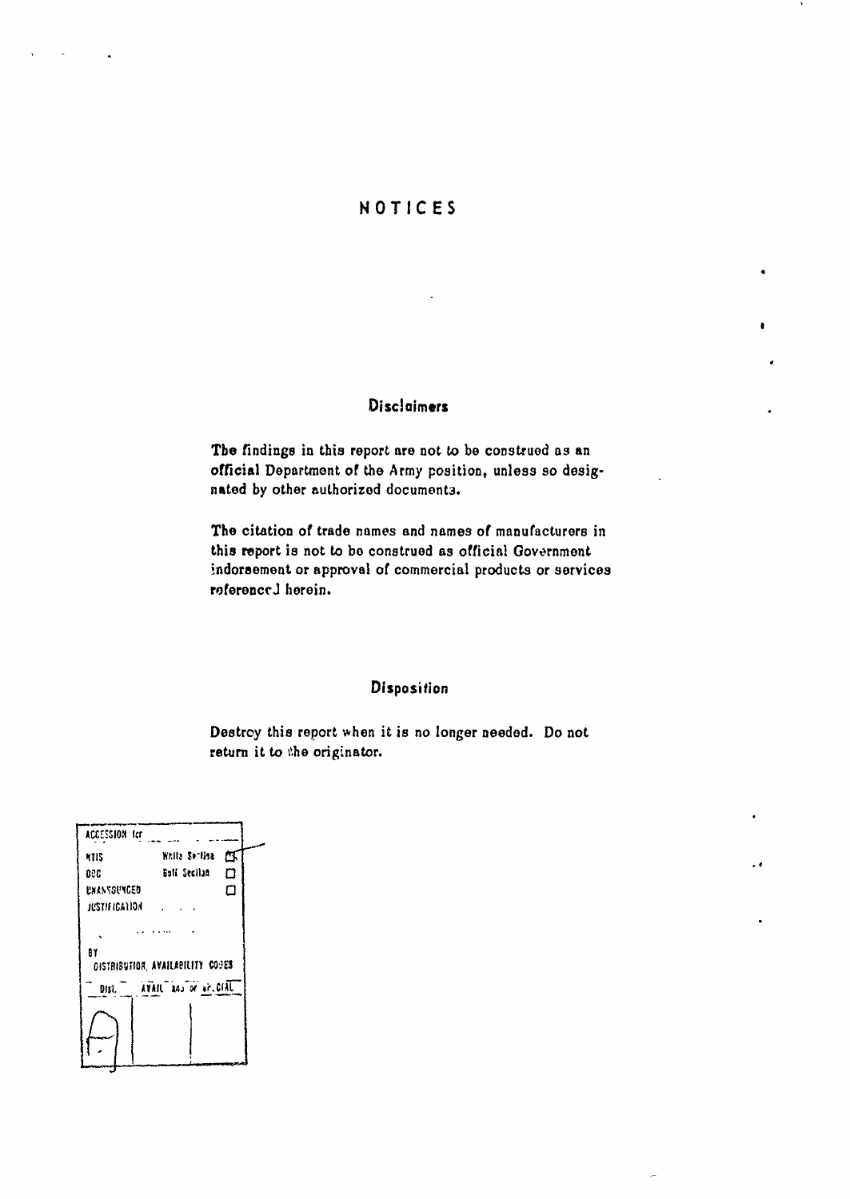# NOTICES

## Disclaimers

The findings in this report are not to be construed as an official Department of the Army position, unless so designated by other authorized documents.

The citation of trade names and names of manufacturers in this report is not to be construed as official Government indorsement or approval of commercial products or services referenced herein.

## Disposition

Destroy this report when it is no longer needed. Do not return it to the originator.

| ACCESSION for | | |
|---|---|---|
| NTIS | White Section | ☒ |
| DDC | Buff Section | ☐ |
| UNANNOUNCED | | ☐ |
| JUSTIFICATION | | |
| BY | | |
| DISTRIBUTION/AVAILABILITY CODES | | |
| Dist. | AVAIL. and/or SPECIAL | |
| A | | |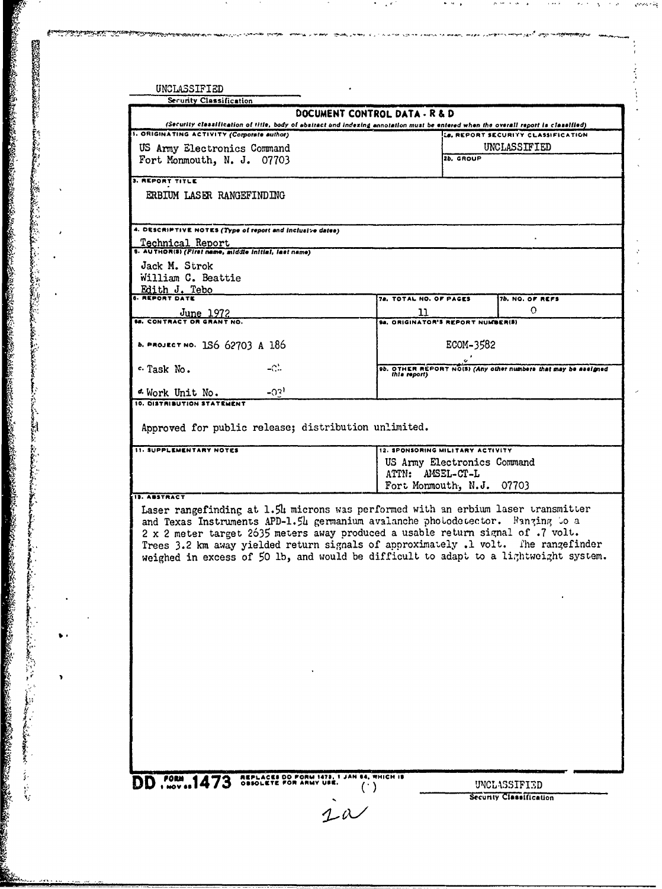UNCLASSIFIED

Security Classification

**DOCUMENT CONTROL DATA - R & D**

*(Security classification of title, body of abstract and indexing annotation must be entered when the overall report is classified)*

| | |
|---|---|
| **1. ORIGINATING ACTIVITY (Corporate author)**<br>US Army Electronics Command<br>Fort Monmouth, N. J. 07703 | **2a. REPORT SECURITY CLASSIFICATION**<br>UNCLASSIFIED<br>**2b. GROUP** |

**3. REPORT TITLE**

ERBIUM LASER RANGEFINDING

**4. DESCRIPTIVE NOTES (Type of report and inclusive dates)**

Technical Report

**5. AUTHOR(S) (First name, middle initial, last name)**

Jack M. Strok
William C. Beattie
Edith J. Tebo

| **6. REPORT DATE** | **7a. TOTAL NO. OF PAGES** | **7b. NO. OF REFS** |
|---|---|---|
| June 1972 | 11 | 0 |

| | |
|---|---|
| **8a. CONTRACT OR GRANT NO.** | **9a. ORIGINATOR'S REPORT NUMBER(S)** |
| **b. PROJECT NO.** 1S6 62703 A 186 | ECOM-3582 |
| c. Task No. -02 | **9b. OTHER REPORT NO(S) (Any other numbers that may be assigned this report)** |
| d. Work Unit No. -031 | |

**10. DISTRIBUTION STATEMENT**

Approved for public release; distribution unlimited.

| | |
|---|---|
| **11. SUPPLEMENTARY NOTES** | **12. SPONSORING MILITARY ACTIVITY**<br>US Army Electronics Command<br>ATTN: AMSEL-CT-L<br>Fort Monmouth, N.J. 07703 |

**13. ABSTRACT**

Laser rangefinding at 1.54 microns was performed with an erbium laser transmitter and Texas Instruments APD-1.54 germanium avalanche photodetector. Ranging to a 2 x 2 meter target 2635 meters away produced a usable return signal of .7 volt. Trees 3.2 km away yielded return signals of approximately .1 volt. The rangefinder weighed in excess of 50 lb, and would be difficult to adapt to a lightweight system.

DD FORM 1 NOV 65 1473 REPLACES DD FORM 1473, 1 JAN 64, WHICH IS OBSOLETE FOR ARMY USE.

UNCLASSIFIED

Security Classification

1a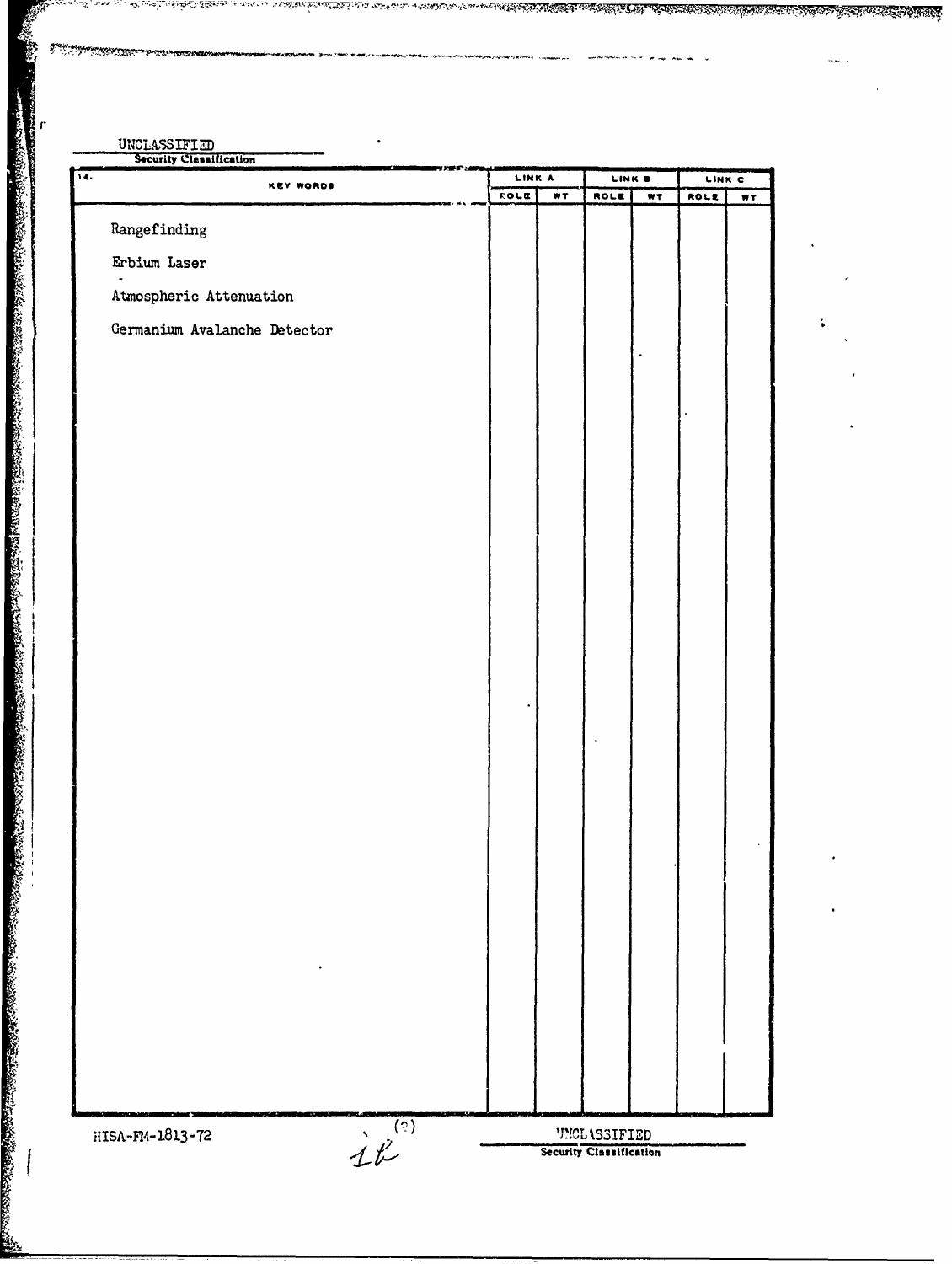UNCLASSIFIED

Security Classification

| 14. KEY WORDS | LINK A | | LINK B | | LINK C | |
|---|---|---|---|---|---|---|
| | ROLE | WT | ROLE | WT | ROLE | WT |
| Rangefinding | | | | | | |
| Erbium Laser | | | | | | |
| Atmospheric Attenuation | | | | | | |
| Germanium Avalanche Detector | | | | | | |

HISA-FM-1813-72

UNCLASSIFIED

Security Classification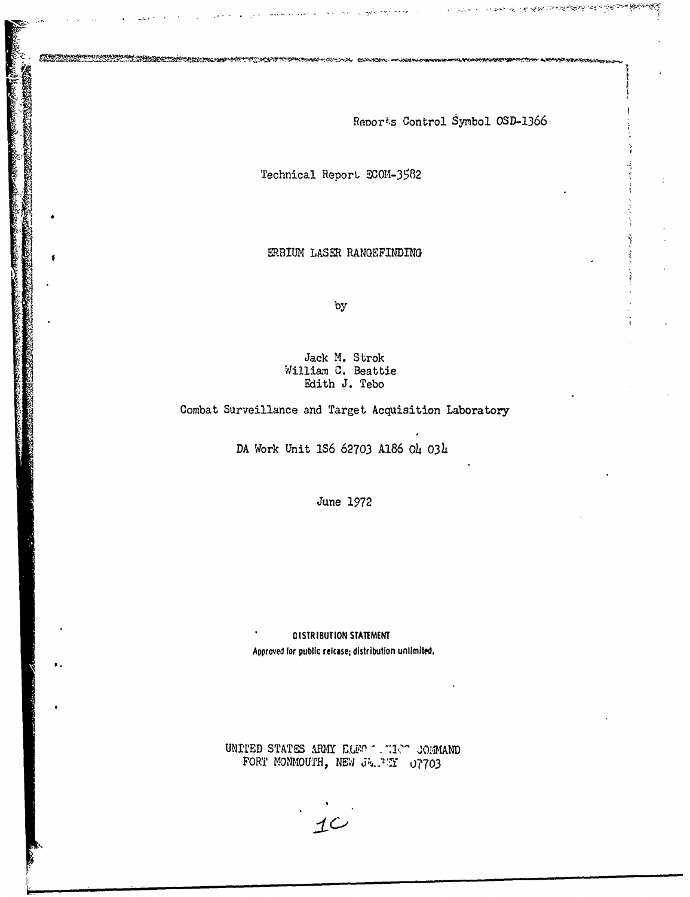Reports Control Symbol OSD-1366

Technical Report ECOM-3582

# ERBIUM LASER RANGEFINDING

by

Jack M. Strok
William C. Beattie
Edith J. Tebo

Combat Surveillance and Target Acquisition Laboratory

DA Work Unit 1S6 62703 A186 04 034

June 1972

**DISTRIBUTION STATEMENT**
**Approved for public release; distribution unlimited.**

UNITED STATES ARMY ELECTRONICS COMMAND
FORT MONMOUTH, NEW JERSEY 07703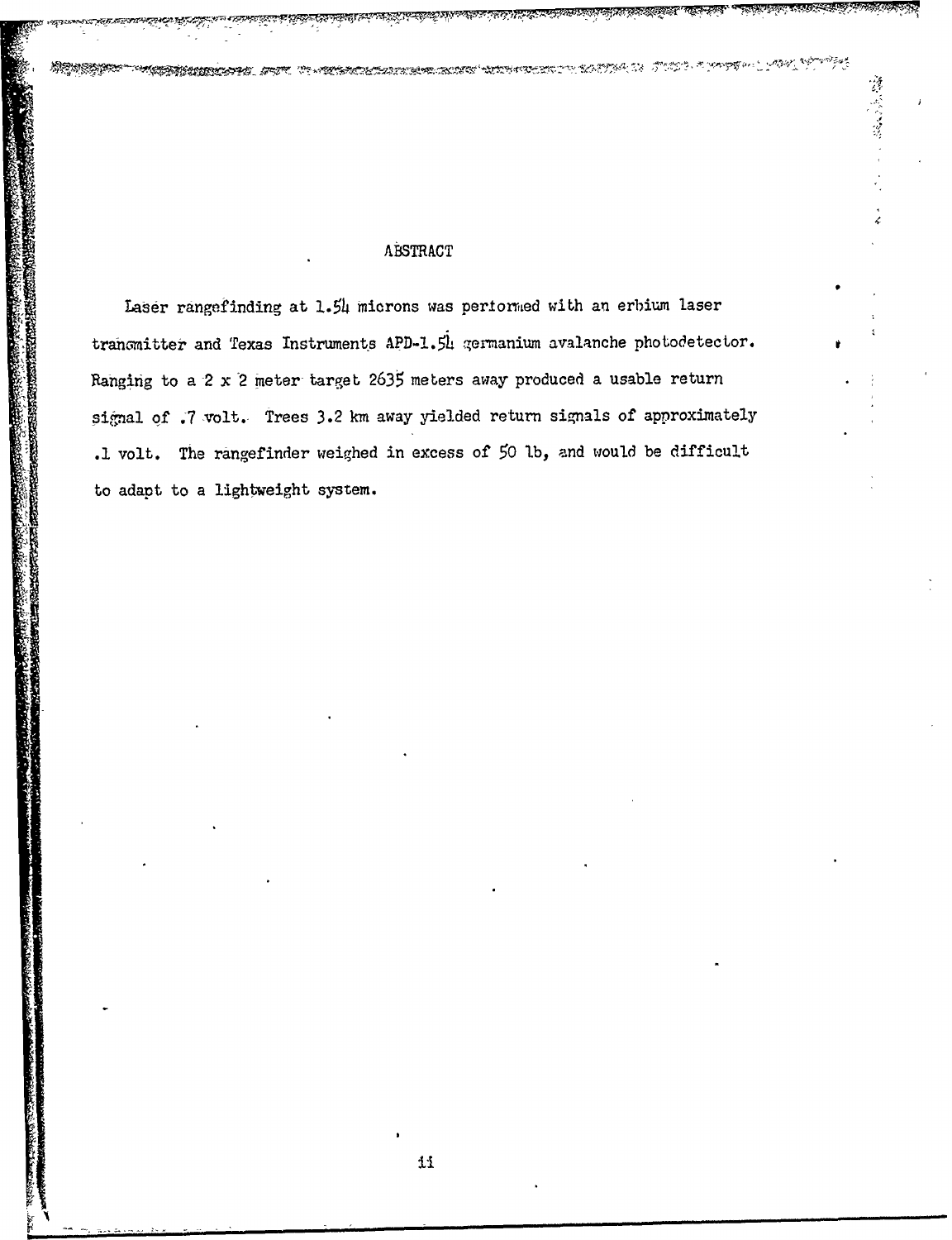# ABSTRACT

Laser rangefinding at 1.54 microns was performed with an erbium laser transmitter and Texas Instruments APD-1.54 germanium avalanche photodetector. Ranging to a 2 x 2 meter target 2635 meters away produced a usable return signal of .7 volt. Trees 3.2 km away yielded return signals of approximately .1 volt. The rangefinder weighed in excess of 50 lb, and would be difficult to adapt to a lightweight system.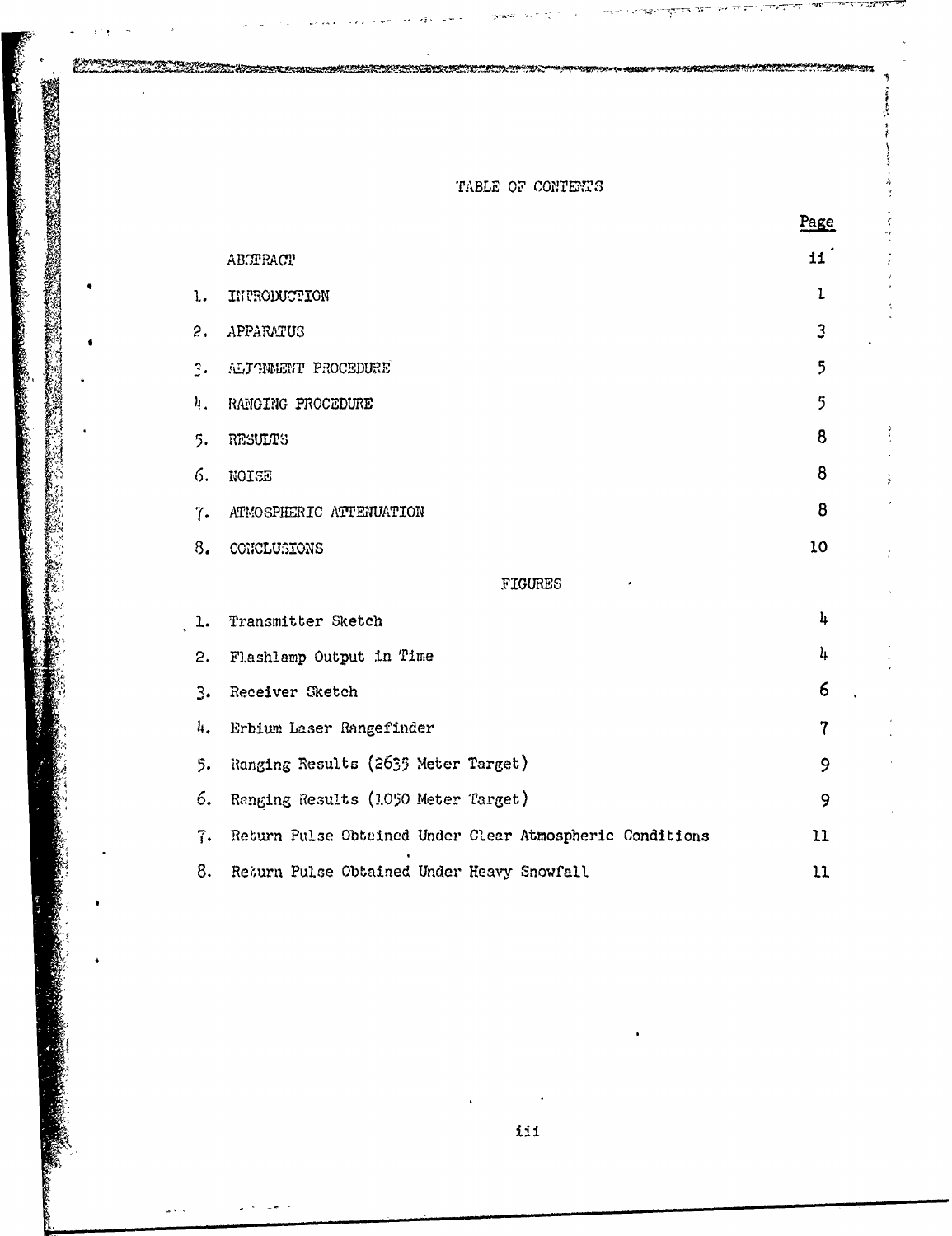## TABLE OF CONTENTS

| | | Page |
|---|---|---|
| | ABSTRACT | ii |
| 1. | INTRODUCTION | 1 |
| 2. | APPARATUS | 3 |
| 3. | ALIGNMENT PROCEDURE | 5 |
| 4. | RANGING PROCEDURE | 5 |
| 5. | RESULTS | 8 |
| 6. | NOISE | 8 |
| 7. | ATMOSPHERIC ATTENUATION | 8 |
| 8. | CONCLUSIONS | 10 |

### FIGURES

| | | |
|---|---|---|
| 1. | Transmitter Sketch | 4 |
| 2. | Flashlamp Output in Time | 4 |
| 3. | Receiver Sketch | 6 |
| 4. | Erbium Laser Rangefinder | 7 |
| 5. | Ranging Results (2635 Meter Target) | 9 |
| 6. | Ranging Results (1050 Meter Target) | 9 |
| 7. | Return Pulse Obtained Under Clear Atmospheric Conditions | 11 |
| 8. | Return Pulse Obtained Under Heavy Snowfall | 11 |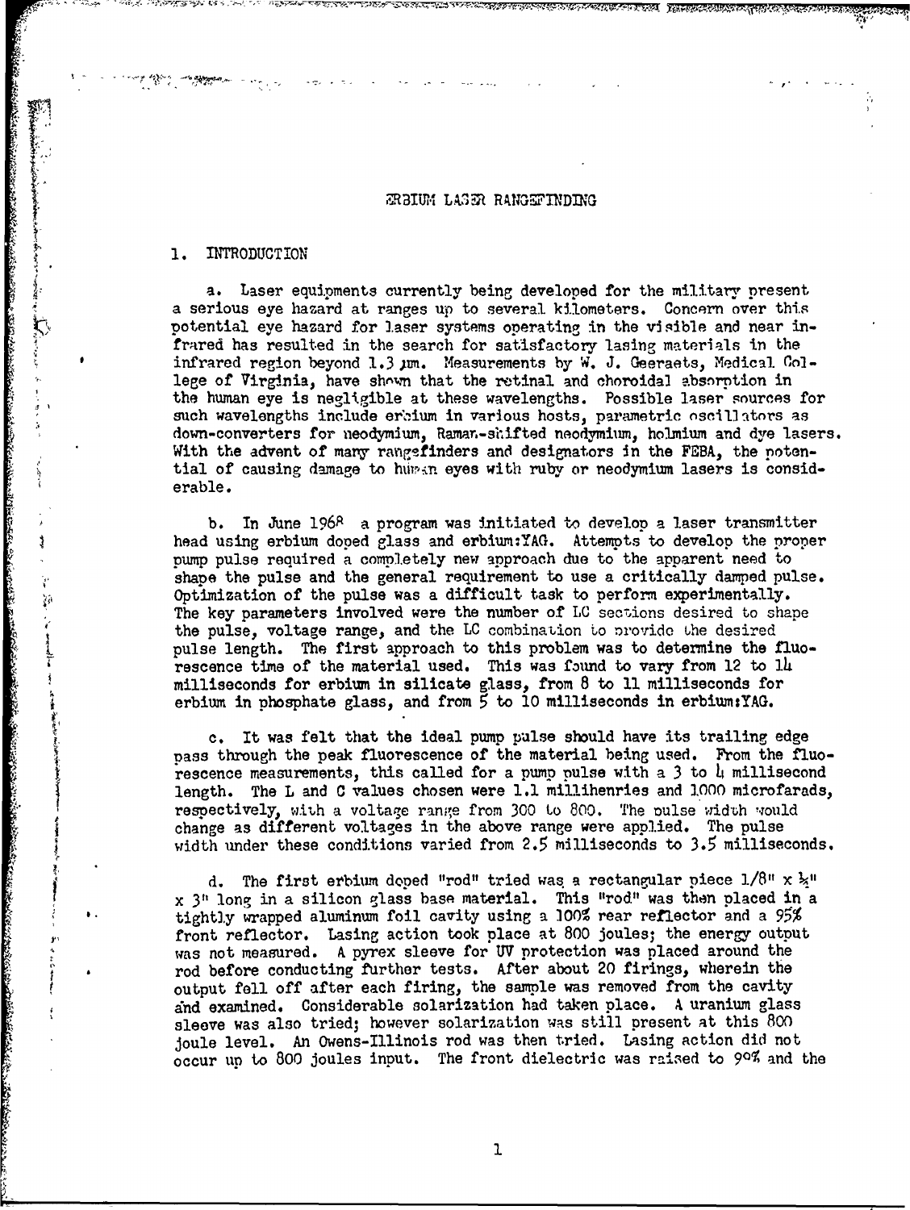# ERBIUM LASER RANGEFINDING

## 1. INTRODUCTION

a. Laser equipments currently being developed for the military present a serious eye hazard at ranges up to several kilometers. Concern over this potential eye hazard for laser systems operating in the visible and near infrared has resulted in the search for satisfactory lasing materials in the infrared region beyond 1.3 μm. Measurements by W. J. Geeraets, Medical College of Virginia, have shown that the retinal and choroidal absorption in the human eye is negligible at these wavelengths. Possible laser sources for such wavelengths include erbium in various hosts, parametric oscillators as down-converters for neodymium, Raman-shifted neodymium, holmium and dye lasers. With the advent of many rangefinders and designators in the FEBA, the potential of causing damage to human eyes with ruby or neodymium lasers is considerable.

b. In June 1968 a program was initiated to develop a laser transmitter head using erbium doped glass and erbium:YAG. Attempts to develop the proper pump pulse required a completely new approach due to the apparent need to shape the pulse and the general requirement to use a critically damped pulse. Optimization of the pulse was a difficult task to perform experimentally. The key parameters involved were the number of LC sections desired to shape the pulse, voltage range, and the LC combination to provide the desired pulse length. The first approach to this problem was to determine the fluorescence time of the material used. This was found to vary from 12 to 14 milliseconds for erbium in silicate glass, from 8 to 11 milliseconds for erbium in phosphate glass, and from 5 to 10 milliseconds in erbium:YAG.

c. It was felt that the ideal pump pulse should have its trailing edge pass through the peak fluorescence of the material being used. From the fluorescence measurements, this called for a pump pulse with a 3 to 4 millisecond length. The L and C values chosen were 1.1 millihenries and 1000 microfarads, respectively, with a voltage range from 300 to 800. The pulse width would change as different voltages in the above range were applied. The pulse width under these conditions varied from 2.5 milliseconds to 3.5 milliseconds.

d. The first erbium doped "rod" tried was a rectangular piece 1/8" x ¼" x 3" long in a silicon glass base material. This "rod" was then placed in a tightly wrapped aluminum foil cavity using a 100% rear reflector and a 95% front reflector. Lasing action took place at 800 joules; the energy output was not measured. A pyrex sleeve for UV protection was placed around the rod before conducting further tests. After about 20 firings, wherein the output fell off after each firing, the sample was removed from the cavity and examined. Considerable solarization had taken place. A uranium glass sleeve was also tried; however solarization was still present at this 800 joule level. An Owens-Illinois rod was then tried. Lasing action did not occur up to 800 joules input. The front dielectric was raised to 99% and the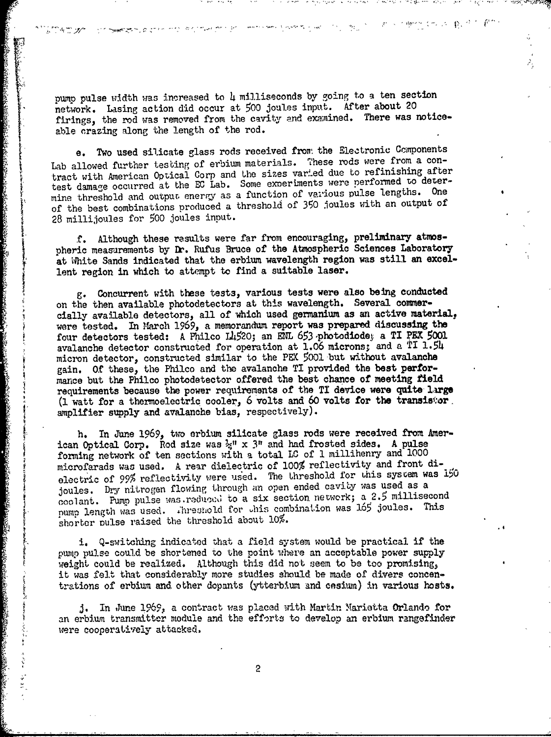pump pulse width was increased to 4 milliseconds by going to a ten section network. Lasing action did occur at 500 joules input. After about 20 firings, the rod was removed from the cavity and examined. There was noticeable crazing along the length of the rod.

e. Two used silicate glass rods received from the Electronic Components Lab allowed further testing of erbium materials. These rods were from a contract with American Optical Corp and the sizes varied due to refinishing after test damage occurred at the EC Lab. Some experiments were performed to determine threshold and output energy as a function of various pulse lengths. One of the best combinations produced a threshold of 350 joules with an output of 28 millijoules for 500 joules input.

f. Although these results were far from encouraging, preliminary atmospheric measurements by Dr. Rufus Bruce of the Atmospheric Sciences Laboratory at White Sands indicated that the erbium wavelength region was still an excellent region in which to attempt to find a suitable laser.

g. Concurrent with these tests, various tests were also being conducted on the then available photodetectors at this wavelength. Several commercially available detectors, all of which used germanium as an active material, were tested. In March 1969, a memorandum report was prepared discussing the four detectors tested: A Philco L4520; an ENL 653 photodiode; a TI PEX 5001 avalanche detector constructed for operation at 1.06 microns; and a TI 1.54 micron detector, constructed similar to the PEX 5001 but without avalanche gain. Of these, the Philco and the avalanche TI provided the best performance but the Philco photodetector offered the best chance of meeting field requirements because the power requirements of the TI device were quite large (1 watt for a thermoelectric cooler, 6 volts and 60 volts for the transistor amplifier supply and avalanche bias, respectively).

h. In June 1969, two erbium silicate glass rods were received from American Optical Corp. Rod size was ½" x 3" and had frosted sides. A pulse forming network of ten sections with a total LC of 1 millihenry and 1000 microfarads was used. A rear dielectric of 100% reflectivity and front dielectric of 99% reflectivity were used. The threshold for this system was 150 joules. Dry nitrogen flowing through an open ended cavity was used as a coolant. Pump pulse was reduced to a six section network; a 2.5 millisecond pump length was used. Threshold for this combination was 165 joules. This shorter pulse raised the threshold about 10%.

i. Q-switching indicated that a field system would be practical if the pump pulse could be shortened to the point where an acceptable power supply weight could be realized. Although this did not seem to be too promising, it was felt that considerably more studies should be made of divers concentrations of erbium and other dopants (ytterbium and cesium) in various hosts.

j. In June 1969, a contract was placed with Martin Marietta Orlando for an erbium transmitter module and the efforts to develop an erbium rangefinder were cooperatively attacked.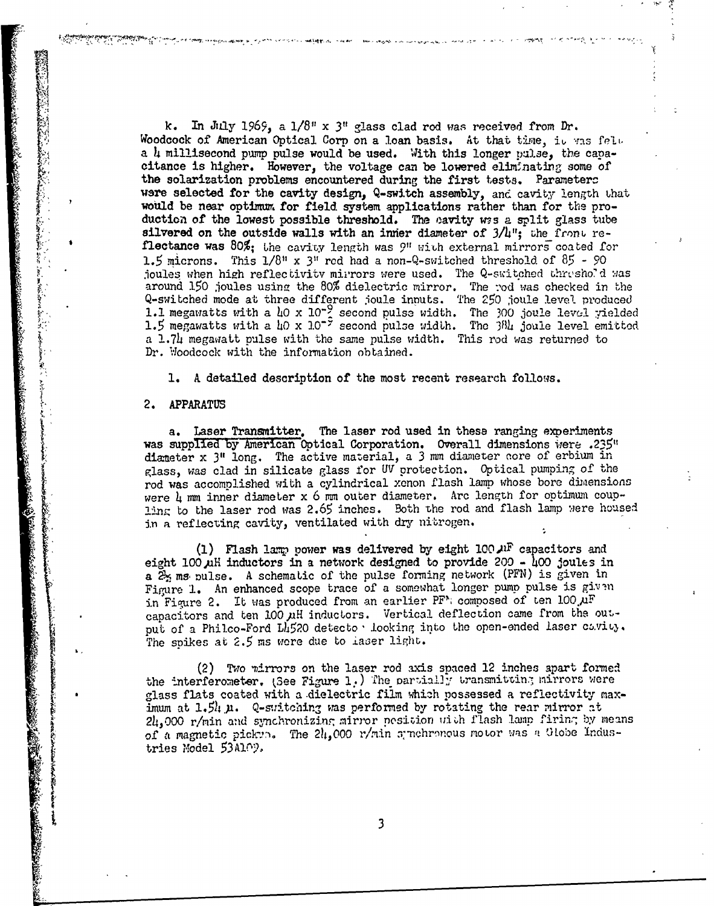k. In July 1969, a 1/8" x 3" glass clad rod was received from Dr. Woodcock of American Optical Corp on a loan basis. At that time, it was felt a 4 millisecond pump pulse would be used. With this longer pulse, the capacitance is higher. However, the voltage can be lowered eliminating some of the solarization problems encountered during the first tests. Parameters were selected for the cavity design, Q-switch assembly, and cavity length that would be near optimum for field system applications rather than for the production of the lowest possible threshold. The cavity was a split glass tube silvered on the outside walls with an inner diameter of 3/4"; the front reflectance was 80%; the cavity length was 9" with external mirrors coated for 1.5 microns. This 1/8" x 3" rod had a non-Q-switched threshold of 85 - 90 joules when high reflectivity mirrors were used. The Q-switched threshold was around 150 joules using the 80% dielectric mirror. The rod was checked in the Q-switched mode at three different joule inputs. The 250 joule level produced 1.1 megawatts with a $40 \times 10^{-9}$ second pulse width. The 300 joule level yielded 1.5 megawatts with a $40 \times 10^{-9}$ second pulse width. The 384 joule level emitted a 1.74 megawatt pulse with the same pulse width. This rod was returned to Dr. Woodcock with the information obtained.

l. A detailed description of the most recent research follows.

## 2. APPARATUS

a. Laser Transmitter. The laser rod used in these ranging experiments was supplied by American Optical Corporation. Overall dimensions were .235" diameter x 3" long. The active material, a 3 mm diameter core of erbium in glass, was clad in silicate glass for UV protection. Optical pumping of the rod was accomplished with a cylindrical xenon flash lamp whose bore dimensions were 4 mm inner diameter x 6 mm outer diameter. Arc length for optimum coupling to the laser rod was 2.65 inches. Both the rod and flash lamp were housed in a reflecting cavity, ventilated with dry nitrogen.

(1) Flash lamp power was delivered by eight 100 µF capacitors and eight 100 µH inductors in a network designed to provide 200 - 400 joules in a 2½ ms pulse. A schematic of the pulse forming network (PFN) is given in Figure 1. An enhanced scope trace of a somewhat longer pump pulse is given in Figure 2. It was produced from an earlier PFN composed of ten 100 µF capacitors and ten 100 µH inductors. Vertical deflection came from the output of a Philco-Ford L4520 detector looking into the open-ended laser cavity. The spikes at 2.5 ms were due to laser light.

(2) Two mirrors on the laser rod axis spaced 12 inches apart formed the interferometer. (See Figure 1.) The partially transmitting mirrors were glass flats coated with a dielectric film which possessed a reflectivity maximum at 1.54 µ. Q-switching was performed by rotating the rear mirror at 24,000 r/min and synchronizing mirror position with flash lamp firing by means of a magnetic pickup. The 24,000 r/min synchronous motor was a Globe Industries Model 53A109.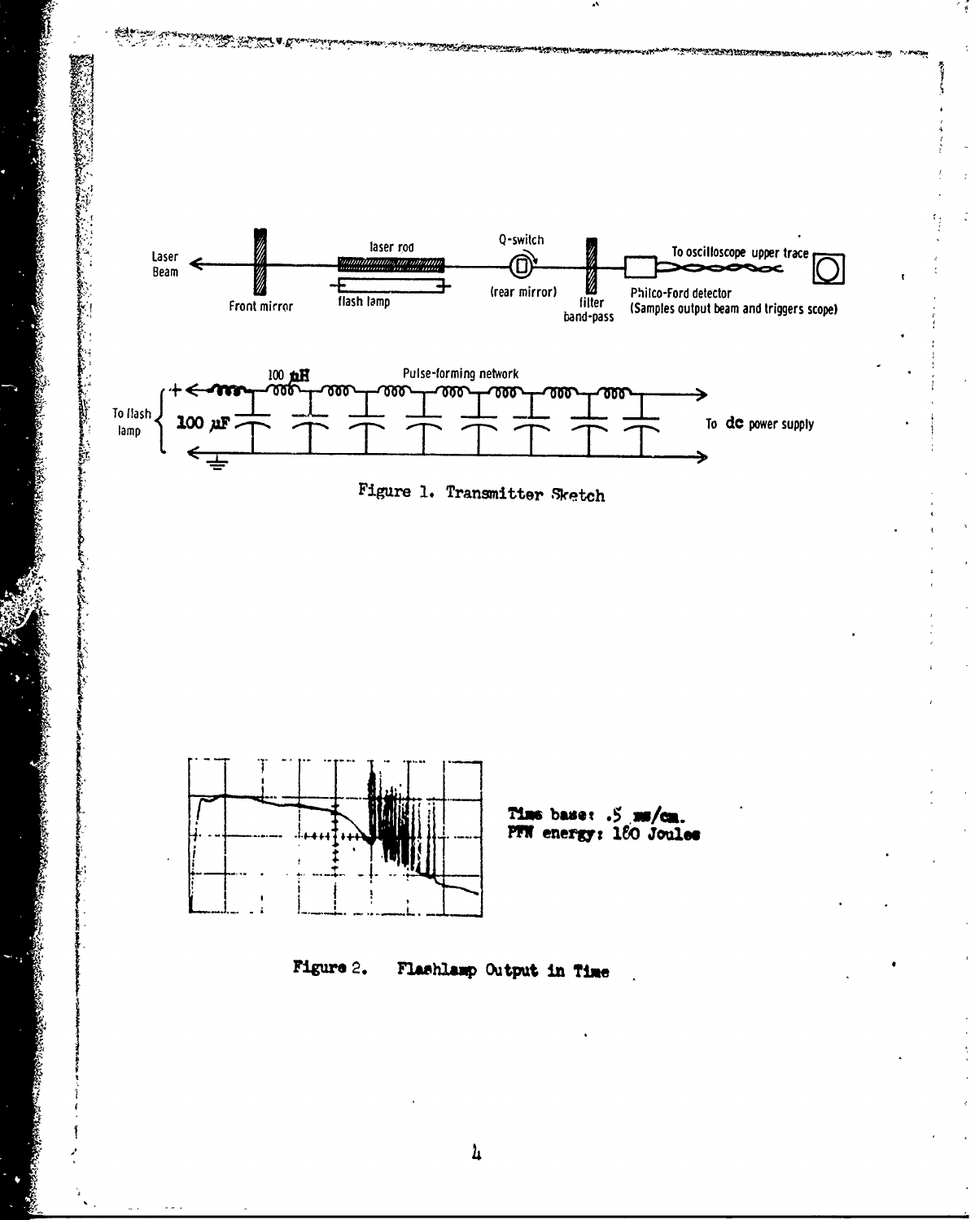Laser Beam

Front mirror

laser rod

flash lamp

Q-switch

(rear mirror)

filter band-pass

To oscilloscope upper trace

Philco-Ford detector (Samples output beam and triggers scope)

100 μH

Pulse-forming network

To flash lamp

100 μF

To dc power supply

Figure 1. Transmitter Sketch

Time base: .5 ms/cm.
PFN energy: 160 Joules

Figure 2. Flashlamp Output in Time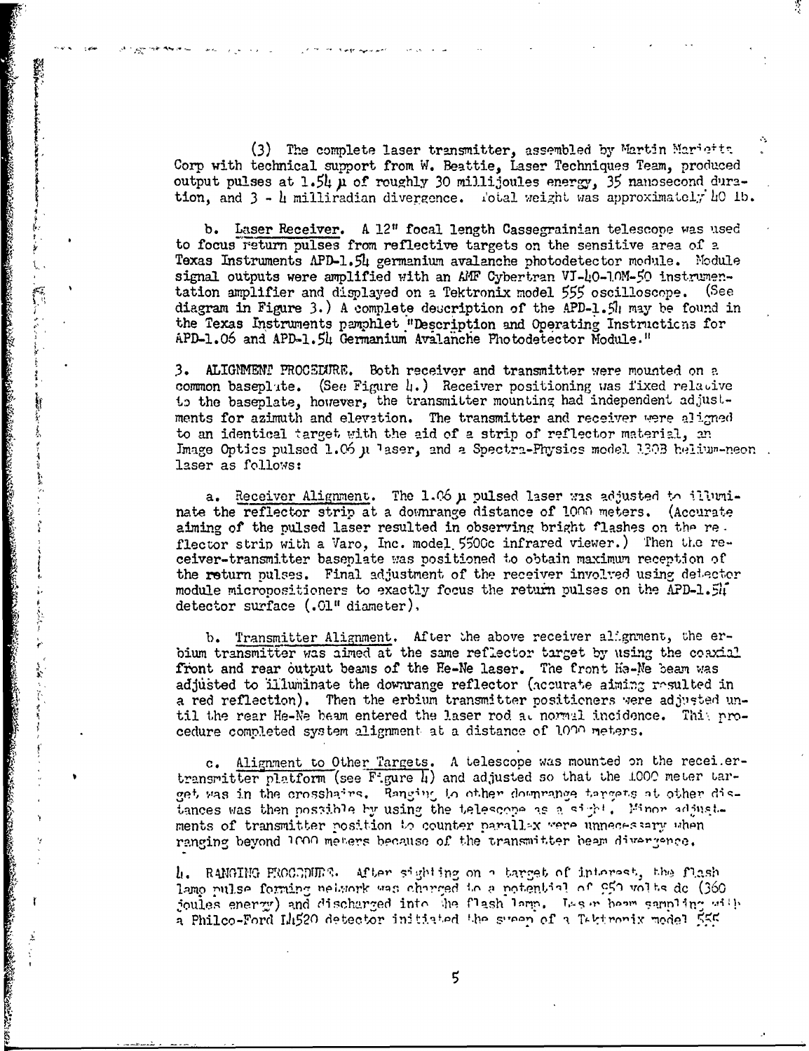(3) The complete laser transmitter, assembled by Martin Marietta Corp with technical support from W. Beattie, Laser Techniques Team, produced output pulses at 1.54 μ of roughly 30 millijoules energy, 35 nanosecond duration, and 3 - 4 milliradian divergence. Total weight was approximately 40 lb.

b. Laser Receiver. A 12" focal length Cassegrainian telescope was used to focus return pulses from reflective targets on the sensitive area of a Texas Instruments APD-1.54 germanium avalanche photodetector module. Module signal outputs were amplified with an AMF Cybertran VI-40-10M-50 instrumentation amplifier and displayed on a Tektronix model 555 oscilloscope. (See diagram in Figure 3.) A complete description of the APD-1.54 may be found in the Texas Instruments pamphlet "Description and Operating Instructions for APD-1.06 and APD-1.54 Germanium Avalanche Photodetector Module."

3. ALIGNMENT PROCEDURE. Both receiver and transmitter were mounted on a common baseplate. (See Figure 4.) Receiver positioning was fixed relative to the baseplate, however, the transmitter mounting had independent adjustments for azimuth and elevation. The transmitter and receiver were aligned to an identical target with the aid of a strip of reflector material, an Image Optics pulsed 1.06 μ laser, and a Spectra-Physics model 130B helium-neon laser as follows:

a. Receiver Alignment. The 1.06 μ pulsed laser was adjusted to illuminate the reflector strip at a downrange distance of 1000 meters. (Accurate aiming of the pulsed laser resulted in observing bright flashes on the reflector strip with a Varo, Inc. model 5500c infrared viewer.) Then the receiver-transmitter baseplate was positioned to obtain maximum reception of the return pulses. Final adjustment of the receiver involved using detector module micropositioners to exactly focus the return pulses on the APD-1.54 detector surface (.01" diameter).

b. Transmitter Alignment. After the above receiver alignment, the erbium transmitter was aimed at the same reflector target by using the coaxial front and rear output beams of the He-Ne laser. The front He-Ne beam was adjusted to illuminate the downrange reflector (accurate aiming resulted in a red reflection). Then the erbium transmitter positioners were adjusted until the rear He-Ne beam entered the laser rod at normal incidence. This procedure completed system alignment at a distance of 1000 meters.

c. Alignment to Other Targets. A telescope was mounted on the receiver-transmitter platform (see Figure 4) and adjusted so that the 1000 meter target was in the crosshairs. Ranging to other downrange targets at other distances was then possible by using the telescope as a sight. Minor adjustments of transmitter position to counter parallax were unnecessary when ranging beyond 1000 meters because of the transmitter beam divergence.

4. RANGING PROCEDURE. After sighting on a target of interest, the flash lamp pulse forming network was charged to a potential of 950 volts dc (360 joules energy) and discharged into the flash lamp. Laser beam sampling with a Philco-Ford L4520 detector initiated the sweep of a Tektronix model 555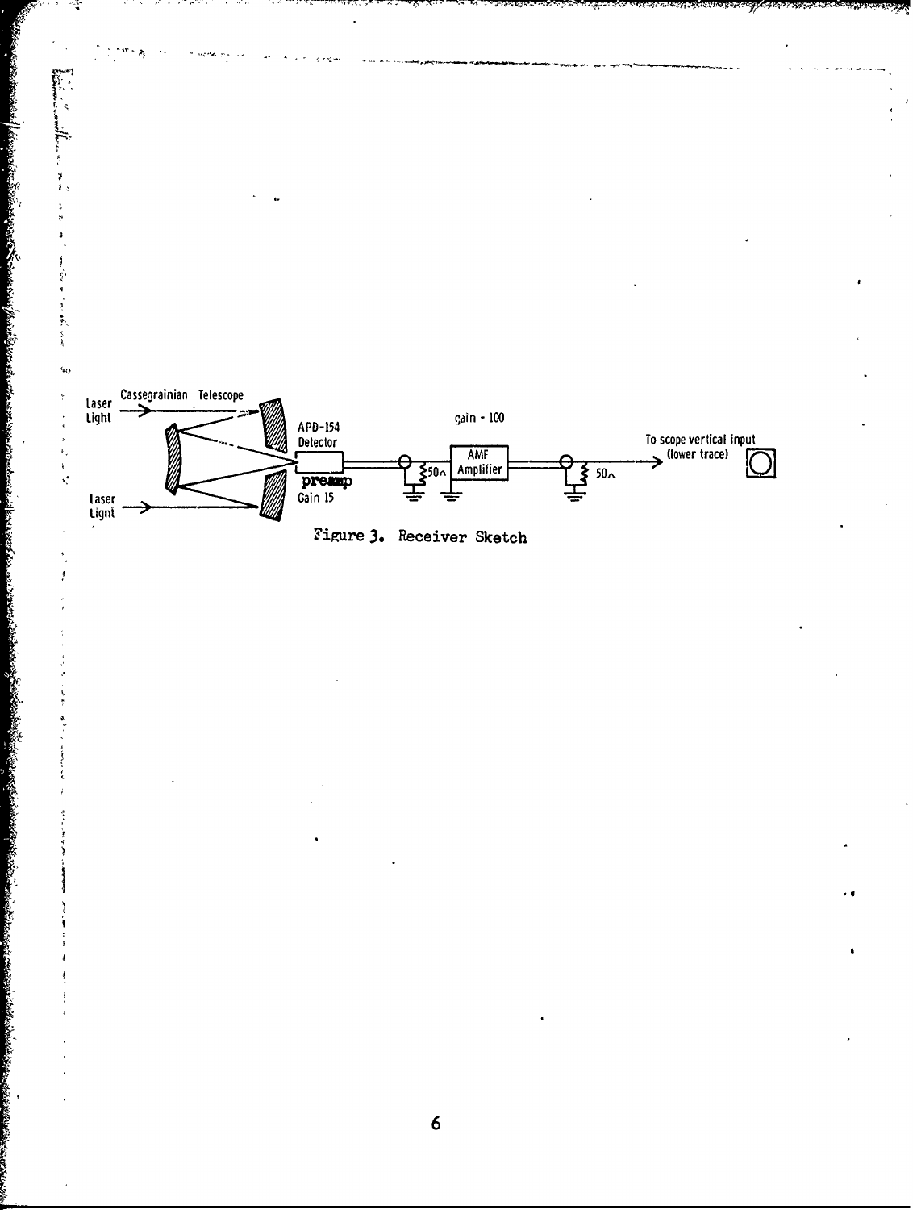Laser Light

Cassegrainian Telescope

APD-154 Detector

preamp Gain 15

gain - 100

AMF Amplifier

50Ω

50Ω

To scope vertical input (lower trace)

Laser Light

Figure 3. Receiver Sketch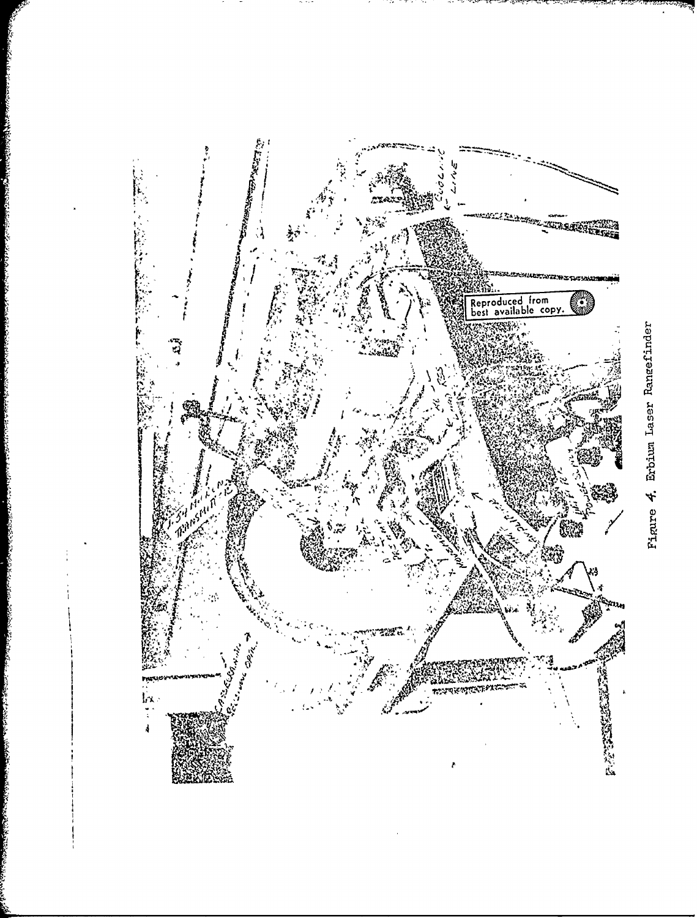Figure 4. Erbium Laser Rangefinder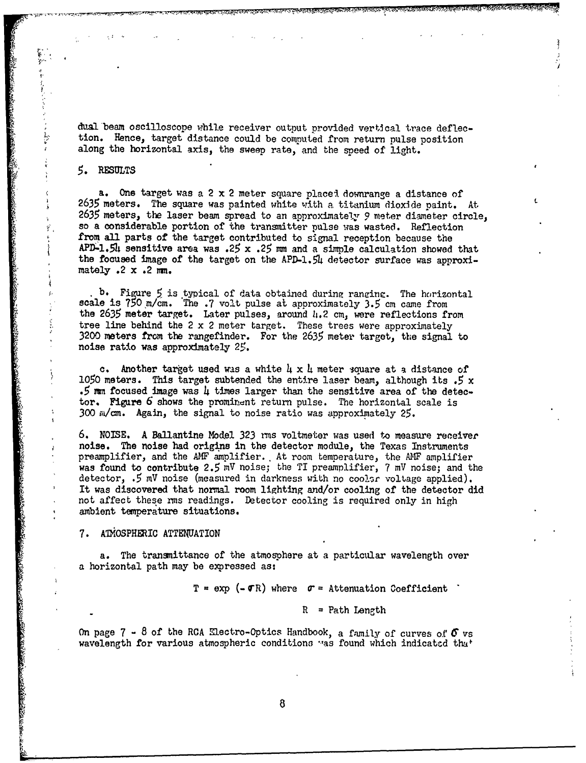dual beam oscilloscope while receiver output provided vertical trace deflection. Hence, target distance could be computed from return pulse position along the horizontal axis, the sweep rate, and the speed of light.

## 5. RESULTS

a. One target was a 2 x 2 meter square placed downrange a distance of 2635 meters. The square was painted white with a titanium dioxide paint. At 2635 meters, the laser beam spread to an approximately 9 meter diameter circle, so a considerable portion of the transmitter pulse was wasted. Reflection from all parts of the target contributed to signal reception because the APD-1.54 sensitive area was .25 x .25 mm and a simple calculation showed that the focused image of the target on the APD-1.54 detector surface was approximately .2 x .2 mm.

b. Figure 5 is typical of data obtained during ranging. The horizontal scale is 750 m/cm. The .7 volt pulse at approximately 3.5 cm came from the 2635 meter target. Later pulses, around 4.2 cm, were reflections from tree line behind the 2 x 2 meter target. These trees were approximately 3200 meters from the rangefinder. For the 2635 meter target, the signal to noise ratio was approximately 25.

c. Another target used was a white 4 x 4 meter square at a distance of 1050 meters. This target subtended the entire laser beam, although its .5 x .5 mm focused image was 4 times larger than the sensitive area of the detector. Figure 6 shows the prominent return pulse. The horizontal scale is 300 m/cm. Again, the signal to noise ratio was approximately 25.

## 6. NOISE.

A Ballantine Model 323 rms voltmeter was used to measure receiver noise. The noise had origins in the detector module, the Texas Instruments preamplifier, and the AMF amplifier. At room temperature, the AMF amplifier was found to contribute 2.5 mV noise; the TI preamplifier, 7 mV noise; and the detector, .5 mV noise (measured in darkness with no cooler voltage applied). It was discovered that normal room lighting and/or cooling of the detector did not affect these rms readings. Detector cooling is required only in high ambient temperature situations.

## 7. ATMOSPHERIC ATTENUATION

a. The transmittance of the atmosphere at a particular wavelength over a horizontal path may be expressed as:

$$T = \exp(-\sigma R) \quad \text{where} \quad \sigma = \text{Attenuation Coefficient}$$

$$R = \text{Path Length}$$

On page 7 - 8 of the RCA Electro-Optics Handbook, a family of curves of $\sigma$ vs wavelength for various atmospheric conditions was found which indicated that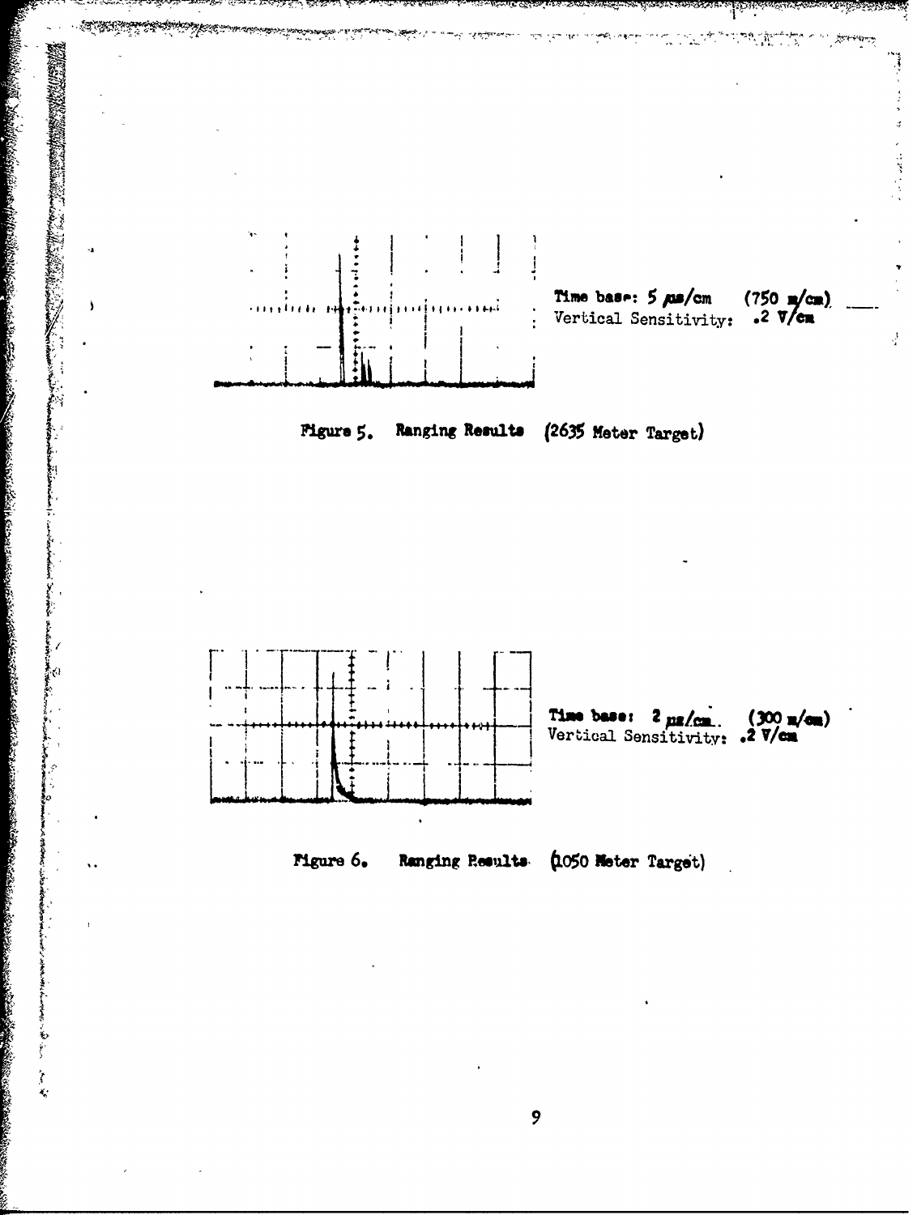Time base: 5 μs/cm (750 m/cm)
Vertical Sensitivity: .2 V/cm

Figure 5. Ranging Results (2635 Meter Target)

Time base: 2 μs/cm (300 m/cm)
Vertical Sensitivity: .2 V/cm

Figure 6. Ranging Results (1050 Meter Target)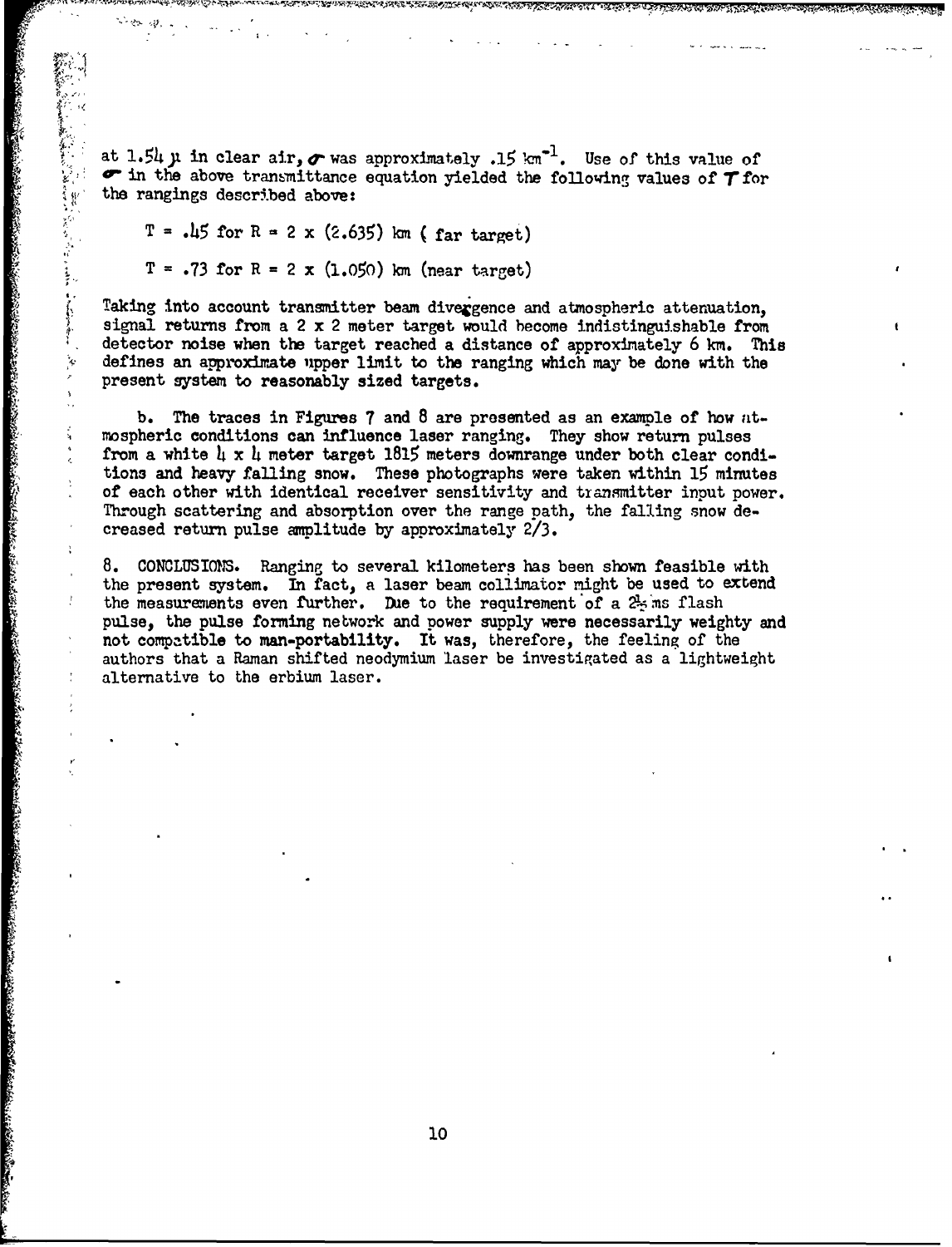at 1.54 μ in clear air, $\sigma$ was approximately .15 $km^{-1}$. Use of this value of $\sigma$ in the above transmittance equation yielded the following values of $T$ for the rangings described above:

$T = .45$ for $R = 2 \times (2.635)$ km ( far target)

$T = .73$ for $R = 2 \times (1.050)$ km (near target)

Taking into account transmitter beam divergence and atmospheric attenuation, signal returns from a 2 x 2 meter target would become indistinguishable from detector noise when the target reached a distance of approximately 6 km. This defines an approximate upper limit to the ranging which may be done with the present system to reasonably sized targets.

b. The traces in Figures 7 and 8 are presented as an example of how atmospheric conditions can influence laser ranging. They show return pulses from a white 4 x 4 meter target 1815 meters downrange under both clear conditions and heavy falling snow. These photographs were taken within 15 minutes of each other with identical receiver sensitivity and transmitter input power. Through scattering and absorption over the range path, the falling snow decreased return pulse amplitude by approximately 2/3.

8. CONCLUSIONS. Ranging to several kilometers has been shown feasible with the present system. In fact, a laser beam collimator might be used to extend the measurements even further. Due to the requirement of a 2½ ms flash pulse, the pulse forming network and power supply were necessarily weighty and not compatible to man-portability. It was, therefore, the feeling of the authors that a Raman shifted neodymium laser be investigated as a lightweight alternative to the erbium laser.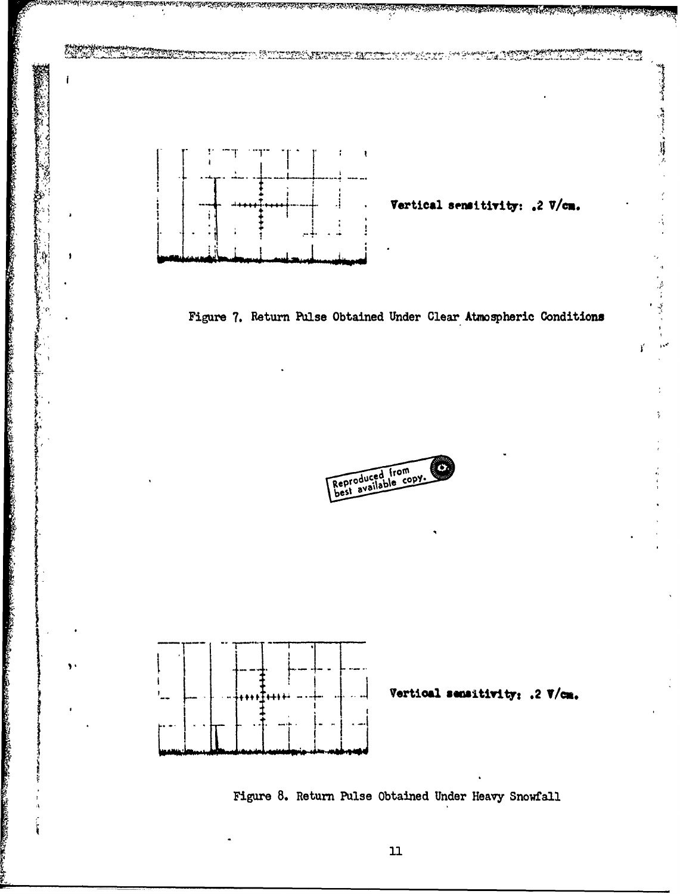Vertical sensitivity: .2 V/cm.

Figure 7. Return Pulse Obtained Under Clear Atmospheric Conditions

Reproduced from best available copy.

Vertical sensitivity: .2 V/cm.

Figure 8. Return Pulse Obtained Under Heavy Snowfall